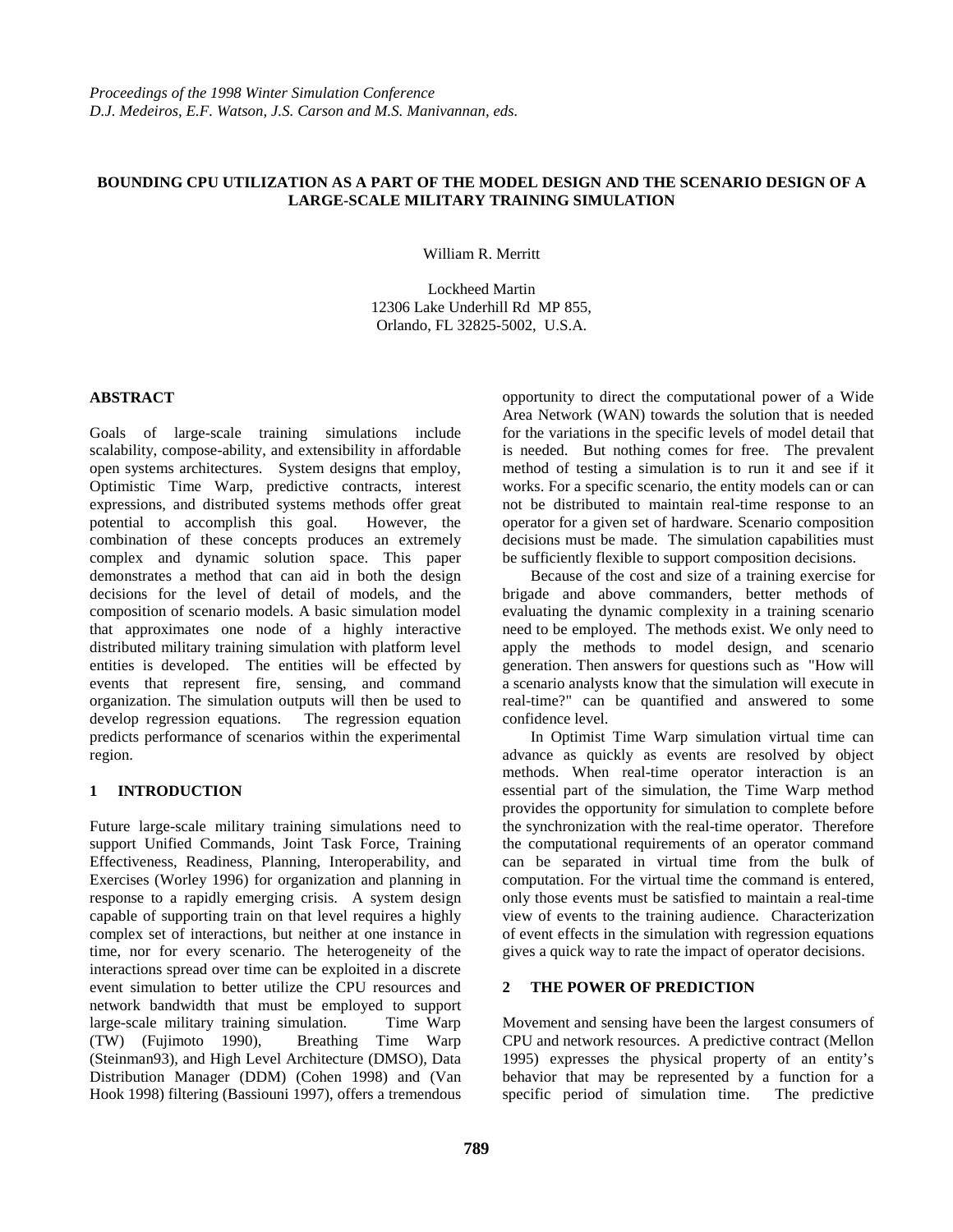*Proceedings of the 1998 Winter Simulation Conference*
*D.J. Medeiros, E.F. Watson, J.S. Carson and M.S. Manivannan, eds.*

# BOUNDING CPU UTILIZATION AS A PART OF THE MODEL DESIGN AND THE SCENARIO DESIGN OF A LARGE-SCALE MILITARY TRAINING SIMULATION

William R. Merritt

Lockheed Martin
12306 Lake Underhill Rd MP 855,
Orlando, FL 32825-5002, U.S.A.

## ABSTRACT

Goals of large-scale training simulations include scalability, compose-ability, and extensibility in affordable open systems architectures. System designs that employ, Optimistic Time Warp, predictive contracts, interest expressions, and distributed systems methods offer great potential to accomplish this goal. However, the combination of these concepts produces an extremely complex and dynamic solution space. This paper demonstrates a method that can aid in both the design decisions for the level of detail of models, and the composition of scenario models. A basic simulation model that approximates one node of a highly interactive distributed military training simulation with platform level entities is developed. The entities will be effected by events that represent fire, sensing, and command organization. The simulation outputs will then be used to develop regression equations. The regression equation predicts performance of scenarios within the experimental region.

## 1 INTRODUCTION

Future large-scale military training simulations need to support Unified Commands, Joint Task Force, Training Effectiveness, Readiness, Planning, Interoperability, and Exercises (Worley 1996) for organization and planning in response to a rapidly emerging crisis. A system design capable of supporting train on that level requires a highly complex set of interactions, but neither at one instance in time, nor for every scenario. The heterogeneity of the interactions spread over time can be exploited in a discrete event simulation to better utilize the CPU resources and network bandwidth that must be employed to support large-scale military training simulation. Time Warp (TW) (Fujimoto 1990), Breathing Time Warp (Steinman93), and High Level Architecture (DMSO), Data Distribution Manager (DDM) (Cohen 1998) and (Van Hook 1998) filtering (Bassiouni 1997), offers a tremendous opportunity to direct the computational power of a Wide Area Network (WAN) towards the solution that is needed for the variations in the specific levels of model detail that is needed. But nothing comes for free. The prevalent method of testing a simulation is to run it and see if it works. For a specific scenario, the entity models can or can not be distributed to maintain real-time response to an operator for a given set of hardware. Scenario composition decisions must be made. The simulation capabilities must be sufficiently flexible to support composition decisions.

Because of the cost and size of a training exercise for brigade and above commanders, better methods of evaluating the dynamic complexity in a training scenario need to be employed. The methods exist. We only need to apply the methods to model design, and scenario generation. Then answers for questions such as "How will a scenario analysts know that the simulation will execute in real-time?" can be quantified and answered to some confidence level.

In Optimist Time Warp simulation virtual time can advance as quickly as events are resolved by object methods. When real-time operator interaction is an essential part of the simulation, the Time Warp method provides the opportunity for simulation to complete before the synchronization with the real-time operator. Therefore the computational requirements of an operator command can be separated in virtual time from the bulk of computation. For the virtual time the command is entered, only those events must be satisfied to maintain a real-time view of events to the training audience. Characterization of event effects in the simulation with regression equations gives a quick way to rate the impact of operator decisions.

## 2 THE POWER OF PREDICTION

Movement and sensing have been the largest consumers of CPU and network resources. A predictive contract (Mellon 1995) expresses the physical property of an entity's behavior that may be represented by a function for a specific period of simulation time. The predictive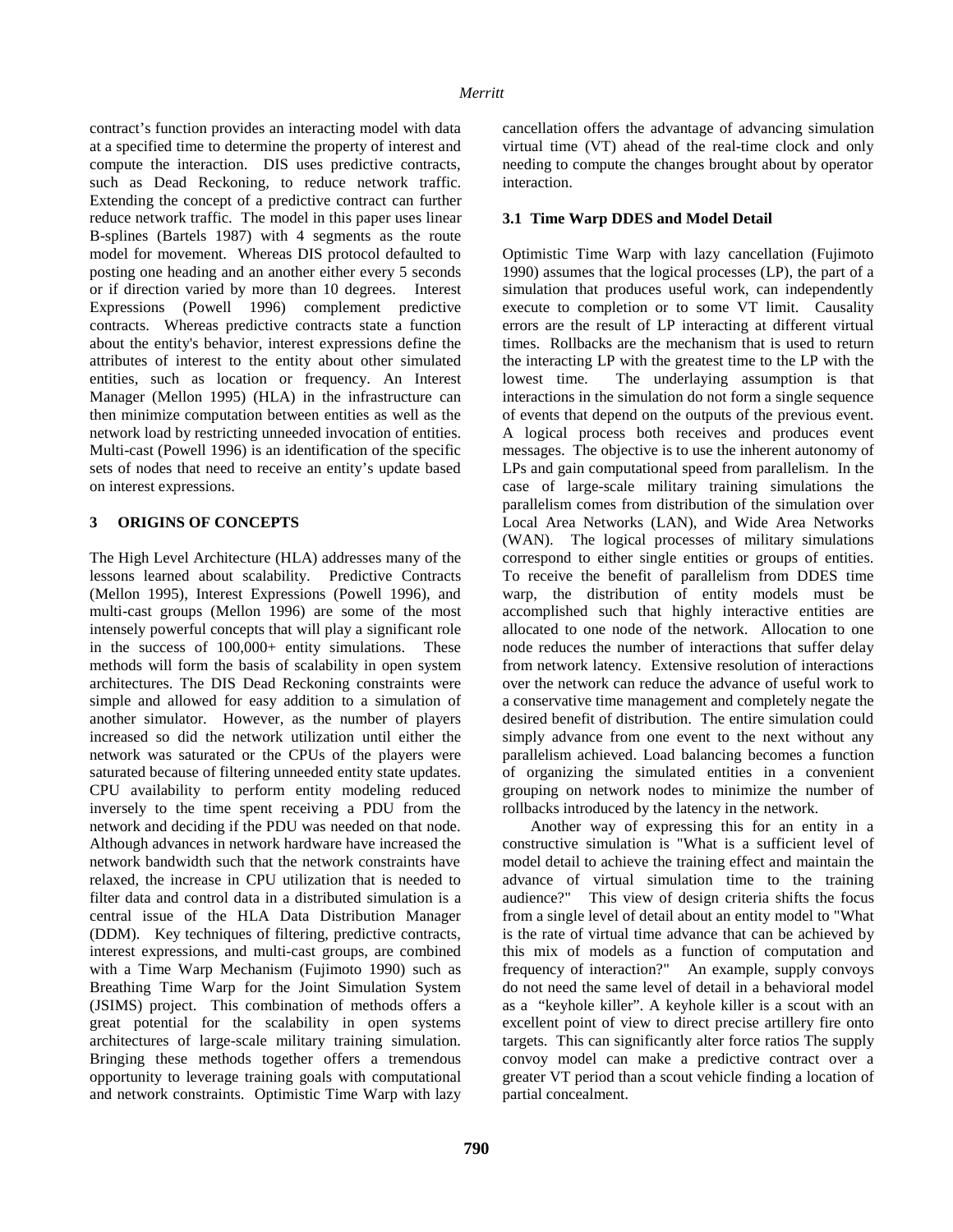contract's function provides an interacting model with data at a specified time to determine the property of interest and compute the interaction. DIS uses predictive contracts, such as Dead Reckoning, to reduce network traffic. Extending the concept of a predictive contract can further reduce network traffic. The model in this paper uses linear B-splines (Bartels 1987) with 4 segments as the route model for movement. Whereas DIS protocol defaulted to posting one heading and an another either every 5 seconds or if direction varied by more than 10 degrees. Interest Expressions (Powell 1996) complement predictive contracts. Whereas predictive contracts state a function about the entity's behavior, interest expressions define the attributes of interest to the entity about other simulated entities, such as location or frequency. An Interest Manager (Mellon 1995) (HLA) in the infrastructure can then minimize computation between entities as well as the network load by restricting unneeded invocation of entities. Multi-cast (Powell 1996) is an identification of the specific sets of nodes that need to receive an entity's update based on interest expressions.

## 3 ORIGINS OF CONCEPTS

The High Level Architecture (HLA) addresses many of the lessons learned about scalability. Predictive Contracts (Mellon 1995), Interest Expressions (Powell 1996), and multi-cast groups (Mellon 1996) are some of the most intensely powerful concepts that will play a significant role in the success of 100,000+ entity simulations. These methods will form the basis of scalability in open system architectures. The DIS Dead Reckoning constraints were simple and allowed for easy addition to a simulation of another simulator. However, as the number of players increased so did the network utilization until either the network was saturated or the CPUs of the players were saturated because of filtering unneeded entity state updates. CPU availability to perform entity modeling reduced inversely to the time spent receiving a PDU from the network and deciding if the PDU was needed on that node. Although advances in network hardware have increased the network bandwidth such that the network constraints have relaxed, the increase in CPU utilization that is needed to filter data and control data in a distributed simulation is a central issue of the HLA Data Distribution Manager (DDM). Key techniques of filtering, predictive contracts, interest expressions, and multi-cast groups, are combined with a Time Warp Mechanism (Fujimoto 1990) such as Breathing Time Warp for the Joint Simulation System (JSIMS) project. This combination of methods offers a great potential for the scalability in open systems architectures of large-scale military training simulation. Bringing these methods together offers a tremendous opportunity to leverage training goals with computational and network constraints. Optimistic Time Warp with lazy cancellation offers the advantage of advancing simulation virtual time (VT) ahead of the real-time clock and only needing to compute the changes brought about by operator interaction.

### 3.1 Time Warp DDES and Model Detail

Optimistic Time Warp with lazy cancellation (Fujimoto 1990) assumes that the logical processes (LP), the part of a simulation that produces useful work, can independently execute to completion or to some VT limit. Causality errors are the result of LP interacting at different virtual times. Rollbacks are the mechanism that is used to return the interacting LP with the greatest time to the LP with the lowest time. The underlaying assumption is that interactions in the simulation do not form a single sequence of events that depend on the outputs of the previous event. A logical process both receives and produces event messages. The objective is to use the inherent autonomy of LPs and gain computational speed from parallelism. In the case of large-scale military training simulations the parallelism comes from distribution of the simulation over Local Area Networks (LAN), and Wide Area Networks (WAN). The logical processes of military simulations correspond to either single entities or groups of entities. To receive the benefit of parallelism from DDES time warp, the distribution of entity models must be accomplished such that highly interactive entities are allocated to one node of the network. Allocation to one node reduces the number of interactions that suffer delay from network latency. Extensive resolution of interactions over the network can reduce the advance of useful work to a conservative time management and completely negate the desired benefit of distribution. The entire simulation could simply advance from one event to the next without any parallelism achieved. Load balancing becomes a function of organizing the simulated entities in a convenient grouping on network nodes to minimize the number of rollbacks introduced by the latency in the network.

Another way of expressing this for an entity in a constructive simulation is "What is a sufficient level of model detail to achieve the training effect and maintain the advance of virtual simulation time to the training audience?" This view of design criteria shifts the focus from a single level of detail about an entity model to "What is the rate of virtual time advance that can be achieved by this mix of models as a function of computation and frequency of interaction?" An example, supply convoys do not need the same level of detail in a behavioral model as a "keyhole killer". A keyhole killer is a scout with an excellent point of view to direct precise artillery fire onto targets. This can significantly alter force ratios The supply convoy model can make a predictive contract over a greater VT period than a scout vehicle finding a location of partial concealment.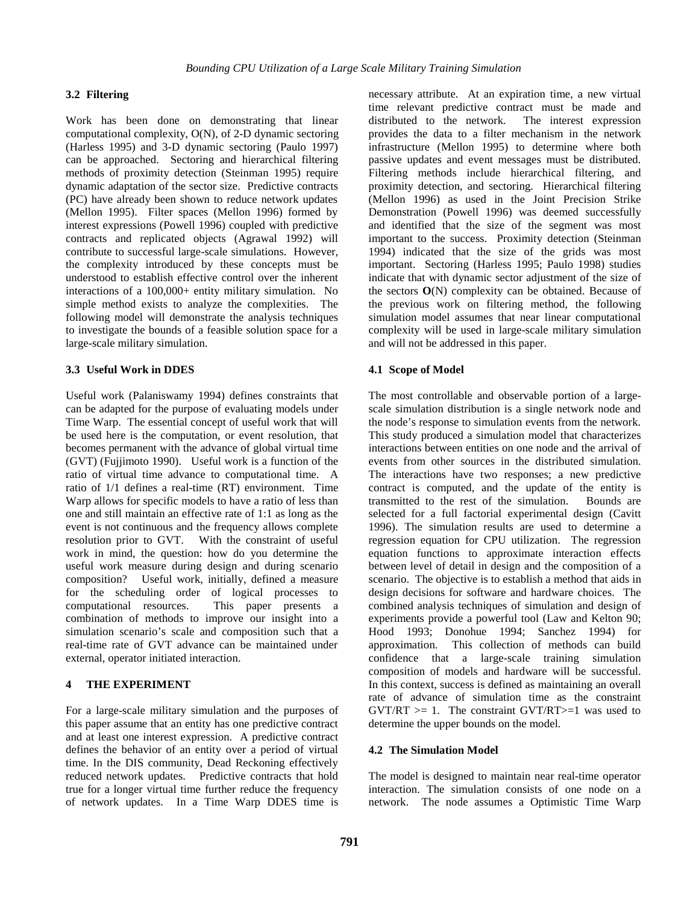### 3.2 Filtering

Work has been done on demonstrating that linear computational complexity, O(N), of 2-D dynamic sectoring (Harless 1995) and 3-D dynamic sectoring (Paulo 1997) can be approached. Sectoring and hierarchical filtering methods of proximity detection (Steinman 1995) require dynamic adaptation of the sector size. Predictive contracts (PC) have already been shown to reduce network updates (Mellon 1995). Filter spaces (Mellon 1996) formed by interest expressions (Powell 1996) coupled with predictive contracts and replicated objects (Agrawal 1992) will contribute to successful large-scale simulations. However, the complexity introduced by these concepts must be understood to establish effective control over the inherent interactions of a 100,000+ entity military simulation. No simple method exists to analyze the complexities. The following model will demonstrate the analysis techniques to investigate the bounds of a feasible solution space for a large-scale military simulation.

### 3.3 Useful Work in DDES

Useful work (Palaniswamy 1994) defines constraints that can be adapted for the purpose of evaluating models under Time Warp. The essential concept of useful work that will be used here is the computation, or event resolution, that becomes permanent with the advance of global virtual time (GVT) (Fujjimoto 1990). Useful work is a function of the ratio of virtual time advance to computational time. A ratio of 1/1 defines a real-time (RT) environment. Time Warp allows for specific models to have a ratio of less than one and still maintain an effective rate of 1:1 as long as the event is not continuous and the frequency allows complete resolution prior to GVT. With the constraint of useful work in mind, the question: how do you determine the useful work measure during design and during scenario composition? Useful work, initially, defined a measure for the scheduling order of logical processes to computational resources. This paper presents a combination of methods to improve our insight into a simulation scenario's scale and composition such that a real-time rate of GVT advance can be maintained under external, operator initiated interaction.

## 4 THE EXPERIMENT

For a large-scale military simulation and the purposes of this paper assume that an entity has one predictive contract and at least one interest expression. A predictive contract defines the behavior of an entity over a period of virtual time. In the DIS community, Dead Reckoning effectively reduced network updates. Predictive contracts that hold true for a longer virtual time further reduce the frequency of network updates. In a Time Warp DDES time is necessary attribute. At an expiration time, a new virtual time relevant predictive contract must be made and distributed to the network. The interest expression provides the data to a filter mechanism in the network infrastructure (Mellon 1995) to determine where both passive updates and event messages must be distributed. Filtering methods include hierarchical filtering, and proximity detection, and sectoring. Hierarchical filtering (Mellon 1996) as used in the Joint Precision Strike Demonstration (Powell 1996) was deemed successfully and identified that the size of the segment was most important to the success. Proximity detection (Steinman 1994) indicated that the size of the grids was most important. Sectoring (Harless 1995; Paulo 1998) studies indicate that with dynamic sector adjustment of the size of the sectors **O**(N) complexity can be obtained. Because of the previous work on filtering method, the following simulation model assumes that near linear computational complexity will be used in large-scale military simulation and will not be addressed in this paper.

### 4.1 Scope of Model

The most controllable and observable portion of a large-scale simulation distribution is a single network node and the node's response to simulation events from the network. This study produced a simulation model that characterizes interactions between entities on one node and the arrival of events from other sources in the distributed simulation. The interactions have two responses; a new predictive contract is computed, and the update of the entity is transmitted to the rest of the simulation. Bounds are selected for a full factorial experimental design (Cavitt 1996). The simulation results are used to determine a regression equation for CPU utilization. The regression equation functions to approximate interaction effects between level of detail in design and the composition of a scenario. The objective is to establish a method that aids in design decisions for software and hardware choices. The combined analysis techniques of simulation and design of experiments provide a powerful tool (Law and Kelton 90; Hood 1993; Donohue 1994; Sanchez 1994) for approximation. This collection of methods can build confidence that a large-scale training simulation composition of models and hardware will be successful. In this context, success is defined as maintaining an overall rate of advance of simulation time as the constraint GVT/RT >= 1. The constraint GVT/RT>=1 was used to determine the upper bounds on the model.

### 4.2 The Simulation Model

The model is designed to maintain near real-time operator interaction. The simulation consists of one node on a network. The node assumes a Optimistic Time Warp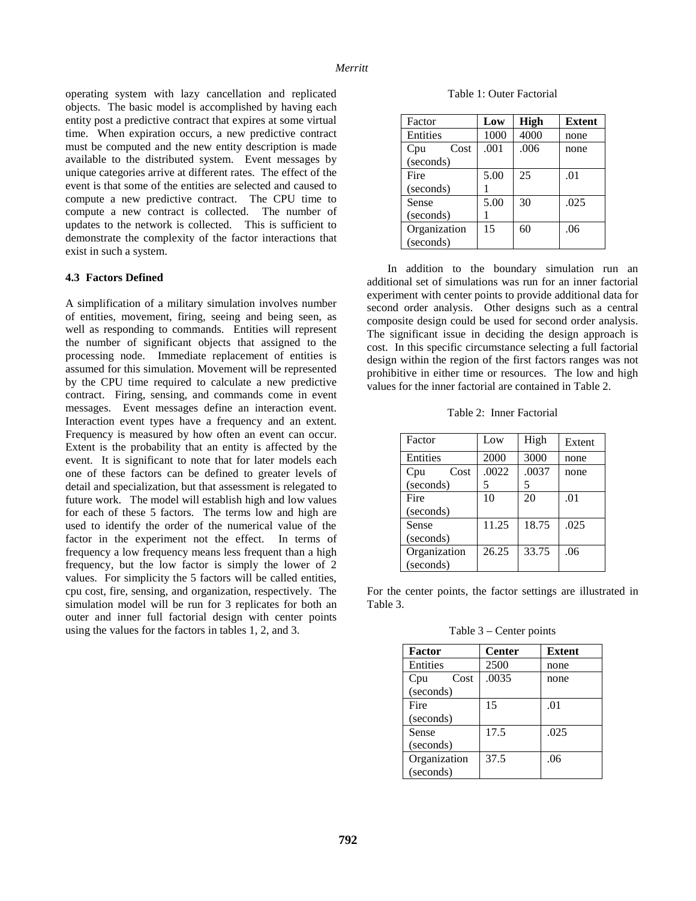operating system with lazy cancellation and replicated objects. The basic model is accomplished by having each entity post a predictive contract that expires at some virtual time. When expiration occurs, a new predictive contract must be computed and the new entity description is made available to the distributed system. Event messages by unique categories arrive at different rates. The effect of the event is that some of the entities are selected and caused to compute a new predictive contract. The CPU time to compute a new contract is collected. The number of updates to the network is collected. This is sufficient to demonstrate the complexity of the factor interactions that exist in such a system.

### 4.3 Factors Defined

A simplification of a military simulation involves number of entities, movement, firing, seeing and being seen, as well as responding to commands. Entities will represent the number of significant objects that assigned to the processing node. Immediate replacement of entities is assumed for this simulation. Movement will be represented by the CPU time required to calculate a new predictive contract. Firing, sensing, and commands come in event messages. Event messages define an interaction event. Interaction event types have a frequency and an extent. Frequency is measured by how often an event can occur. Extent is the probability that an entity is affected by the event. It is significant to note that for later models each one of these factors can be defined to greater levels of detail and specialization, but that assessment is relegated to future work. The model will establish high and low values for each of these 5 factors. The terms low and high are used to identify the order of the numerical value of the factor in the experiment not the effect. In terms of frequency a low frequency means less frequent than a high frequency, but the low factor is simply the lower of 2 values. For simplicity the 5 factors will be called entities, cpu cost, fire, sensing, and organization, respectively. The simulation model will be run for 3 replicates for both an outer and inner full factorial design with center points using the values for the factors in tables 1, 2, and 3.

Table 1: Outer Factorial

| Factor | **Low** | **High** | **Extent** |
|---|---|---|---|
| Entities | 1000 | 4000 | none |
| Cpu Cost (seconds) | .001 | .006 | none |
| Fire (seconds) | 5.001 | 25 | .01 |
| Sense (seconds) | 5.001 | 30 | .025 |
| Organization (seconds) | 15 | 60 | .06 |

In addition to the boundary simulation run an additional set of simulations was run for an inner factorial experiment with center points to provide additional data for second order analysis. Other designs such as a central composite design could be used for second order analysis. The significant issue in deciding the design approach is cost. In this specific circumstance selecting a full factorial design within the region of the first factors ranges was not prohibitive in either time or resources. The low and high values for the inner factorial are contained in Table 2.

Table 2: Inner Factorial

| Factor | Low | High | Extent |
|---|---|---|---|
| Entities | 2000 | 3000 | none |
| Cpu Cost (seconds) | .00225 | .00375 | none |
| Fire (seconds) | 10 | 20 | .01 |
| Sense (seconds) | 11.25 | 18.75 | .025 |
| Organization (seconds) | 26.25 | 33.75 | .06 |

For the center points, the factor settings are illustrated in Table 3.

Table 3 – Center points

| **Factor** | **Center** | **Extent** |
|---|---|---|
| Entities | 2500 | none |
| Cpu Cost (seconds) | .0035 | none |
| Fire (seconds) | 15 | .01 |
| Sense (seconds) | 17.5 | .025 |
| Organization (seconds) | 37.5 | .06 |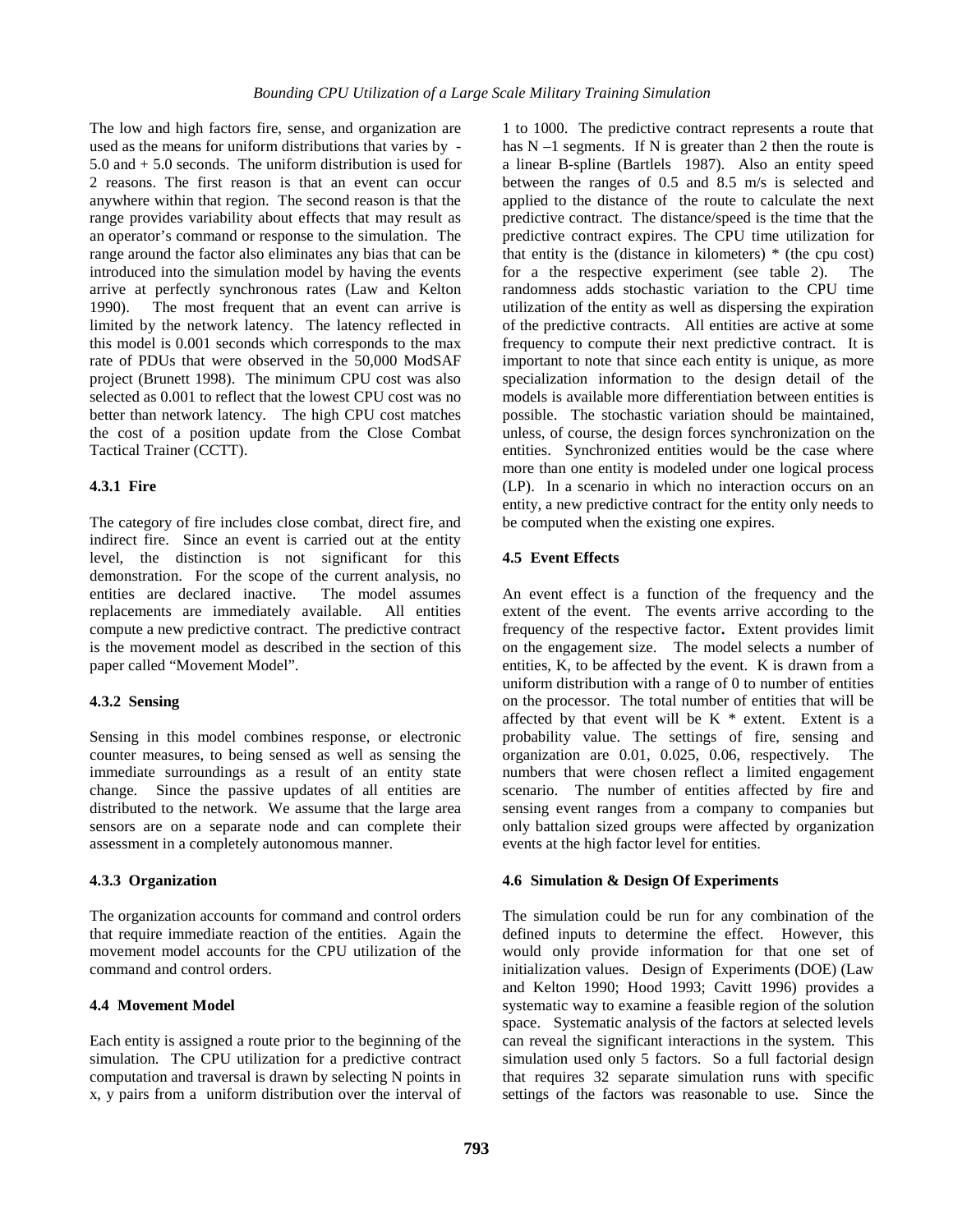The low and high factors fire, sense, and organization are used as the means for uniform distributions that varies by -5.0 and + 5.0 seconds. The uniform distribution is used for 2 reasons. The first reason is that an event can occur anywhere within that region. The second reason is that the range provides variability about effects that may result as an operator's command or response to the simulation. The range around the factor also eliminates any bias that can be introduced into the simulation model by having the events arrive at perfectly synchronous rates (Law and Kelton 1990). The most frequent that an event can arrive is limited by the network latency. The latency reflected in this model is 0.001 seconds which corresponds to the max rate of PDUs that were observed in the 50,000 ModSAF project (Brunett 1998). The minimum CPU cost was also selected as 0.001 to reflect that the lowest CPU cost was no better than network latency. The high CPU cost matches the cost of a position update from the Close Combat Tactical Trainer (CCTT).

### 4.3.1 Fire

The category of fire includes close combat, direct fire, and indirect fire. Since an event is carried out at the entity level, the distinction is not significant for this demonstration. For the scope of the current analysis, no entities are declared inactive. The model assumes replacements are immediately available. All entities compute a new predictive contract. The predictive contract is the movement model as described in the section of this paper called "Movement Model".

### 4.3.2 Sensing

Sensing in this model combines response, or electronic counter measures, to being sensed as well as sensing the immediate surroundings as a result of an entity state change. Since the passive updates of all entities are distributed to the network. We assume that the large area sensors are on a separate node and can complete their assessment in a completely autonomous manner.

### 4.3.3 Organization

The organization accounts for command and control orders that require immediate reaction of the entities. Again the movement model accounts for the CPU utilization of the command and control orders.

### 4.4 Movement Model

Each entity is assigned a route prior to the beginning of the simulation. The CPU utilization for a predictive contract computation and traversal is drawn by selecting N points in x, y pairs from a uniform distribution over the interval of 1 to 1000. The predictive contract represents a route that has N –1 segments. If N is greater than 2 then the route is a linear B-spline (Bartlels 1987). Also an entity speed between the ranges of 0.5 and 8.5 m/s is selected and applied to the distance of the route to calculate the next predictive contract. The distance/speed is the time that the predictive contract expires. The CPU time utilization for that entity is the (distance in kilometers) * (the cpu cost) for a the respective experiment (see table 2). The randomness adds stochastic variation to the CPU time utilization of the entity as well as dispersing the expiration of the predictive contracts. All entities are active at some frequency to compute their next predictive contract. It is important to note that since each entity is unique, as more specialization information to the design detail of the models is available more differentiation between entities is possible. The stochastic variation should be maintained, unless, of course, the design forces synchronization on the entities. Synchronized entities would be the case where more than one entity is modeled under one logical process (LP). In a scenario in which no interaction occurs on an entity, a new predictive contract for the entity only needs to be computed when the existing one expires.

## 4.5 Event Effects

An event effect is a function of the frequency and the extent of the event. The events arrive according to the frequency of the respective factor**.** Extent provides limit on the engagement size. The model selects a number of entities, K, to be affected by the event. K is drawn from a uniform distribution with a range of 0 to number of entities on the processor. The total number of entities that will be affected by that event will be K * extent. Extent is a probability value. The settings of fire, sensing and organization are 0.01, 0.025, 0.06, respectively. The numbers that were chosen reflect a limited engagement scenario. The number of entities affected by fire and sensing event ranges from a company to companies but only battalion sized groups were affected by organization events at the high factor level for entities.

## 4.6 Simulation & Design Of Experiments

The simulation could be run for any combination of the defined inputs to determine the effect. However, this would only provide information for that one set of initialization values. Design of Experiments (DOE) (Law and Kelton 1990; Hood 1993; Cavitt 1996) provides a systematic way to examine a feasible region of the solution space. Systematic analysis of the factors at selected levels can reveal the significant interactions in the system. This simulation used only 5 factors. So a full factorial design that requires 32 separate simulation runs with specific settings of the factors was reasonable to use. Since the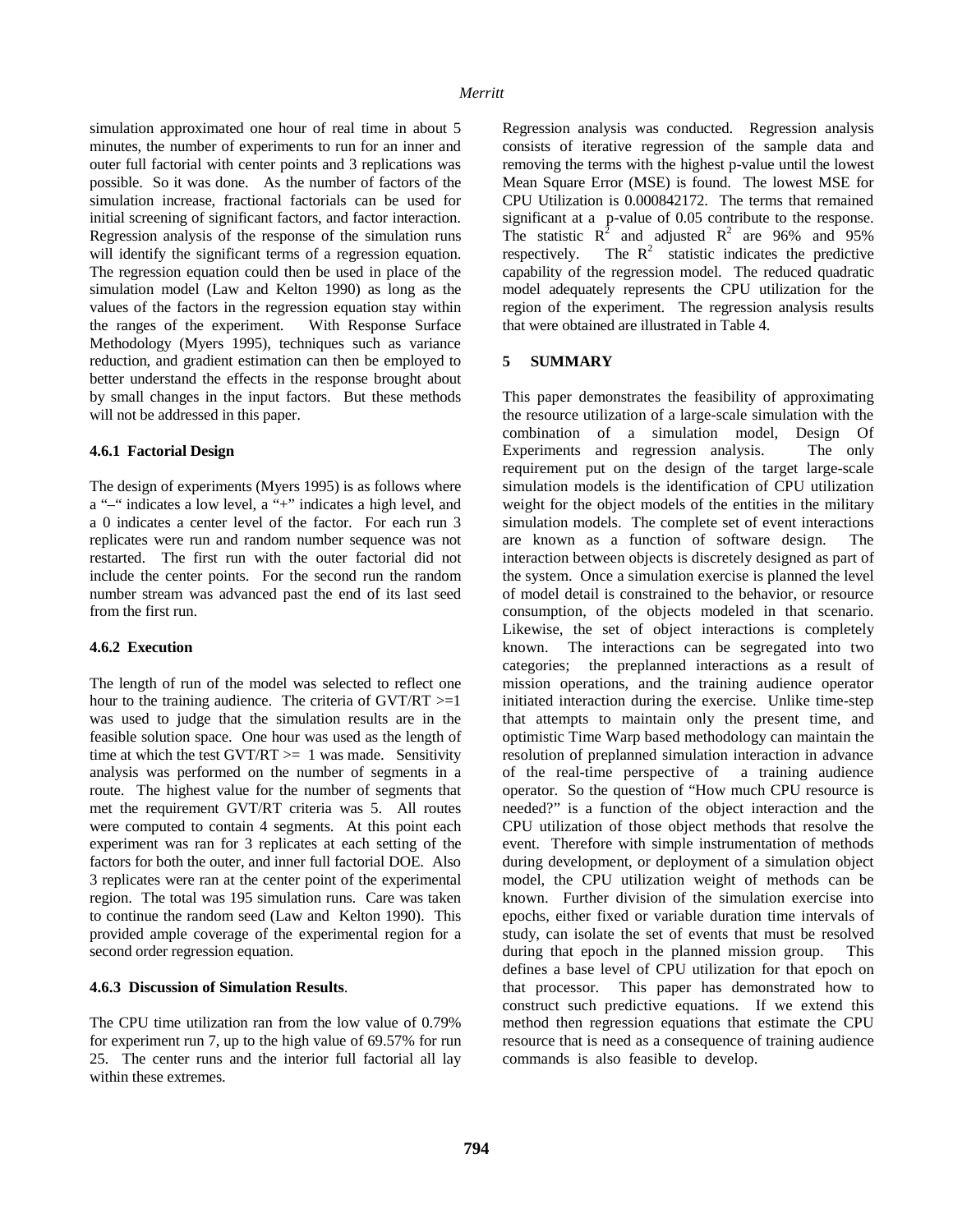simulation approximated one hour of real time in about 5 minutes, the number of experiments to run for an inner and outer full factorial with center points and 3 replications was possible. So it was done. As the number of factors of the simulation increase, fractional factorials can be used for initial screening of significant factors, and factor interaction. Regression analysis of the response of the simulation runs will identify the significant terms of a regression equation. The regression equation could then be used in place of the simulation model (Law and Kelton 1990) as long as the values of the factors in the regression equation stay within the ranges of the experiment. With Response Surface Methodology (Myers 1995), techniques such as variance reduction, and gradient estimation can then be employed to better understand the effects in the response brought about by small changes in the input factors. But these methods will not be addressed in this paper.

### 4.6.1 Factorial Design

The design of experiments (Myers 1995) is as follows where a "–" indicates a low level, a "+" indicates a high level, and a 0 indicates a center level of the factor. For each run 3 replicates were run and random number sequence was not restarted. The first run with the outer factorial did not include the center points. For the second run the random number stream was advanced past the end of its last seed from the first run.

### 4.6.2 Execution

The length of run of the model was selected to reflect one hour to the training audience. The criteria of GVT/RT >=1 was used to judge that the simulation results are in the feasible solution space. One hour was used as the length of time at which the test GVT/RT >= 1 was made. Sensitivity analysis was performed on the number of segments in a route. The highest value for the number of segments that met the requirement GVT/RT criteria was 5. All routes were computed to contain 4 segments. At this point each experiment was ran for 3 replicates at each setting of the factors for both the outer, and inner full factorial DOE. Also 3 replicates were ran at the center point of the experimental region. The total was 195 simulation runs. Care was taken to continue the random seed (Law and Kelton 1990). This provided ample coverage of the experimental region for a second order regression equation.

### 4.6.3 Discussion of Simulation Results.

The CPU time utilization ran from the low value of 0.79% for experiment run 7, up to the high value of 69.57% for run 25. The center runs and the interior full factorial all lay within these extremes.

Regression analysis was conducted. Regression analysis consists of iterative regression of the sample data and removing the terms with the highest p-value until the lowest Mean Square Error (MSE) is found. The lowest MSE for CPU Utilization is 0.000842172. The terms that remained significant at a p-value of 0.05 contribute to the response. The statistic $R^2$ and adjusted $R^2$ are 96% and 95% respectively. The $R^2$ statistic indicates the predictive capability of the regression model. The reduced quadratic model adequately represents the CPU utilization for the region of the experiment. The regression analysis results that were obtained are illustrated in Table 4.

## 5 SUMMARY

This paper demonstrates the feasibility of approximating the resource utilization of a large-scale simulation with the combination of a simulation model, Design Of Experiments and regression analysis. The only requirement put on the design of the target large-scale simulation models is the identification of CPU utilization weight for the object models of the entities in the military simulation models. The complete set of event interactions are known as a function of software design. The interaction between objects is discretely designed as part of the system. Once a simulation exercise is planned the level of model detail is constrained to the behavior, or resource consumption, of the objects modeled in that scenario. Likewise, the set of object interactions is completely known. The interactions can be segregated into two categories; the preplanned interactions as a result of mission operations, and the training audience operator initiated interaction during the exercise. Unlike time-step that attempts to maintain only the present time, and optimistic Time Warp based methodology can maintain the resolution of preplanned simulation interaction in advance of the real-time perspective of a training audience operator. So the question of "How much CPU resource is needed?" is a function of the object interaction and the CPU utilization of those object methods that resolve the event. Therefore with simple instrumentation of methods during development, or deployment of a simulation object model, the CPU utilization weight of methods can be known. Further division of the simulation exercise into epochs, either fixed or variable duration time intervals of study, can isolate the set of events that must be resolved during that epoch in the planned mission group. This defines a base level of CPU utilization for that epoch on that processor. This paper has demonstrated how to construct such predictive equations. If we extend this method then regression equations that estimate the CPU resource that is need as a consequence of training audience commands is also feasible to develop.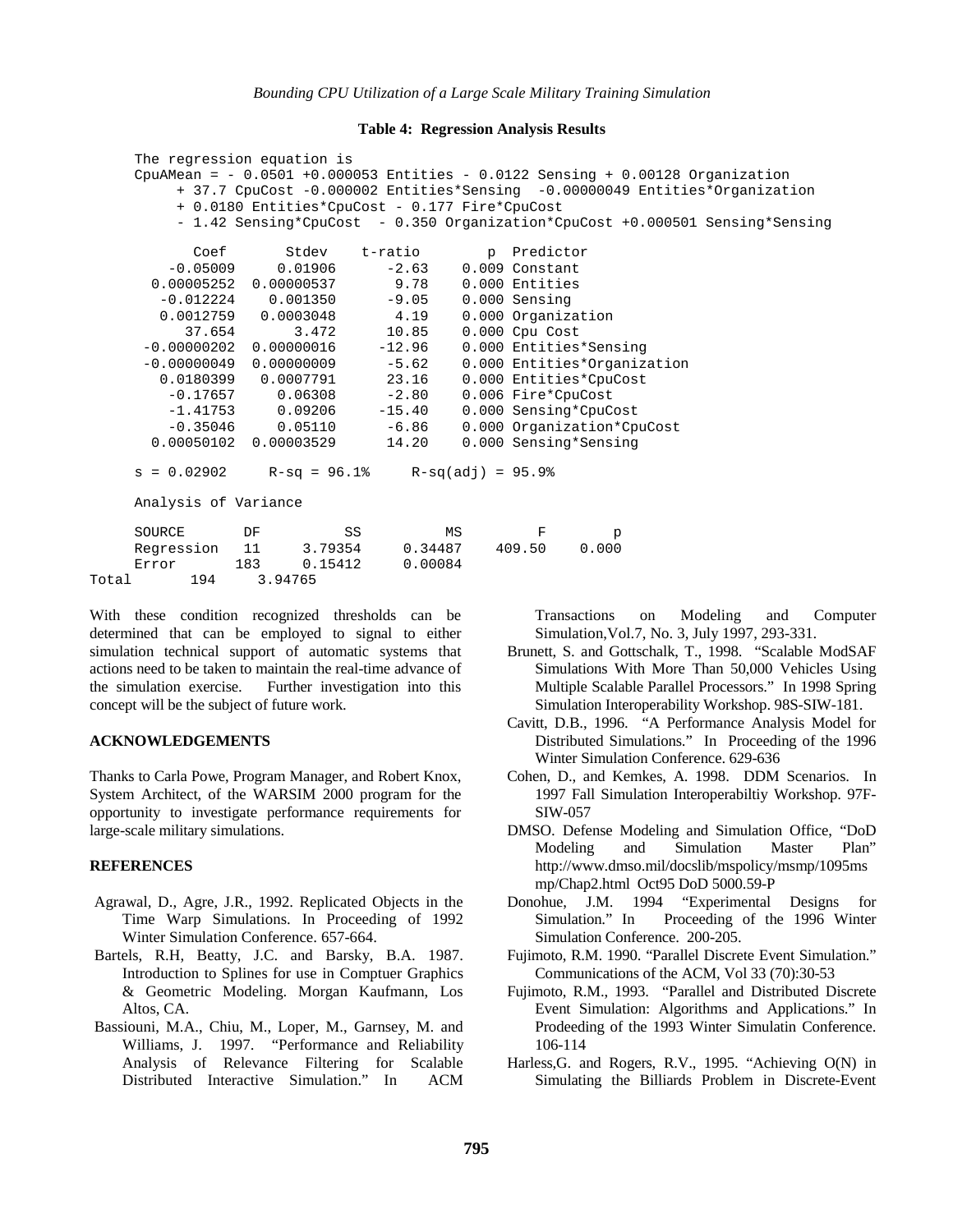**Table 4: Regression Analysis Results**

```
The regression equation is
CpuAMean = - 0.0501 +0.000053 Entities - 0.0122 Sensing + 0.00128 Organization
     + 37.7 CpuCost -0.000002 Entities*Sensing  -0.00000049 Entities*Organization
     + 0.0180 Entities*CpuCost - 0.177 Fire*CpuCost
     - 1.42 Sensing*CpuCost  - 0.350 Organization*CpuCost +0.000501 Sensing*Sensing

       Coef       Stdev    t-ratio        p  Predictor
    -0.05009     0.01906     -2.63    0.009 Constant
  0.00005252  0.00000537      9.78    0.000 Entities
   -0.012224    0.001350     -9.05    0.000 Sensing
   0.0012759   0.0003048      4.19    0.000 Organization
      37.654       3.472     10.85    0.000 Cpu Cost
 -0.00000202  0.00000016    -12.96    0.000 Entities*Sensing
 -0.00000049  0.00000009     -5.62    0.000 Entities*Organization
   0.0180399   0.0007791     23.16    0.000 Entities*CpuCost
    -0.17657     0.06308     -2.80    0.006 Fire*CpuCost
    -1.41753     0.09206    -15.40    0.000 Sensing*CpuCost
    -0.35046     0.05110     -6.86    0.000 Organization*CpuCost
  0.00050102  0.00003529     14.20    0.000 Sensing*Sensing

s = 0.02902     R-sq = 96.1%     R-sq(adj) = 95.9%

Analysis of Variance

SOURCE       DF         SS         MS         F        p
Regression   11    3.79354    0.34487    409.50    0.000
Error       183    0.15412    0.00084
Total       194    3.94765
```

With these condition recognized thresholds can be determined that can be employed to signal to either simulation technical support of automatic systems that actions need to be taken to maintain the real-time advance of the simulation exercise. Further investigation into this concept will be the subject of future work.

## ACKNOWLEDGEMENTS

Thanks to Carla Powe, Program Manager, and Robert Knox, System Architect, of the WARSIM 2000 program for the opportunity to investigate performance requirements for large-scale military simulations.

## REFERENCES

Agrawal, D., Agre, J.R., 1992. Replicated Objects in the Time Warp Simulations. In Proceeding of 1992 Winter Simulation Conference. 657-664.

Bartels, R.H, Beatty, J.C. and Barsky, B.A. 1987. Introduction to Splines for use in Comptuer Graphics & Geometric Modeling. Morgan Kaufmann, Los Altos, CA.

Bassiouni, M.A., Chiu, M., Loper, M., Garnsey, M. and Williams, J. 1997. "Performance and Reliability Analysis of Relevance Filtering for Scalable Distributed Interactive Simulation." In ACM Transactions on Modeling and Computer Simulation,Vol.7, No. 3, July 1997, 293-331.

Brunett, S. and Gottschalk, T., 1998. "Scalable ModSAF Simulations With More Than 50,000 Vehicles Using Multiple Scalable Parallel Processors." In 1998 Spring Simulation Interoperability Workshop. 98S-SIW-181.

Cavitt, D.B., 1996. "A Performance Analysis Model for Distributed Simulations." In Proceeding of the 1996 Winter Simulation Conference. 629-636

Cohen, D., and Kemkes, A. 1998. DDM Scenarios. In 1997 Fall Simulation Interoperabiltiy Workshop. 97F-SIW-057

DMSO. Defense Modeling and Simulation Office, "DoD Modeling and Simulation Master Plan" http://www.dmso.mil/docslib/mspolicy/msmp/1095msmp/Chap2.html Oct95 DoD 5000.59-P

Donohue, J.M. 1994 "Experimental Designs for Simulation." In Proceeding of the 1996 Winter Simulation Conference. 200-205.

Fujimoto, R.M. 1990. "Parallel Discrete Event Simulation." Communications of the ACM, Vol 33 (70):30-53

Fujimoto, R.M., 1993. "Parallel and Distributed Discrete Event Simulation: Algorithms and Applications." In Prodeeding of the 1993 Winter Simulatin Conference. 106-114

Harless,G. and Rogers, R.V., 1995. "Achieving O(N) in Simulating the Billiards Problem in Discrete-Event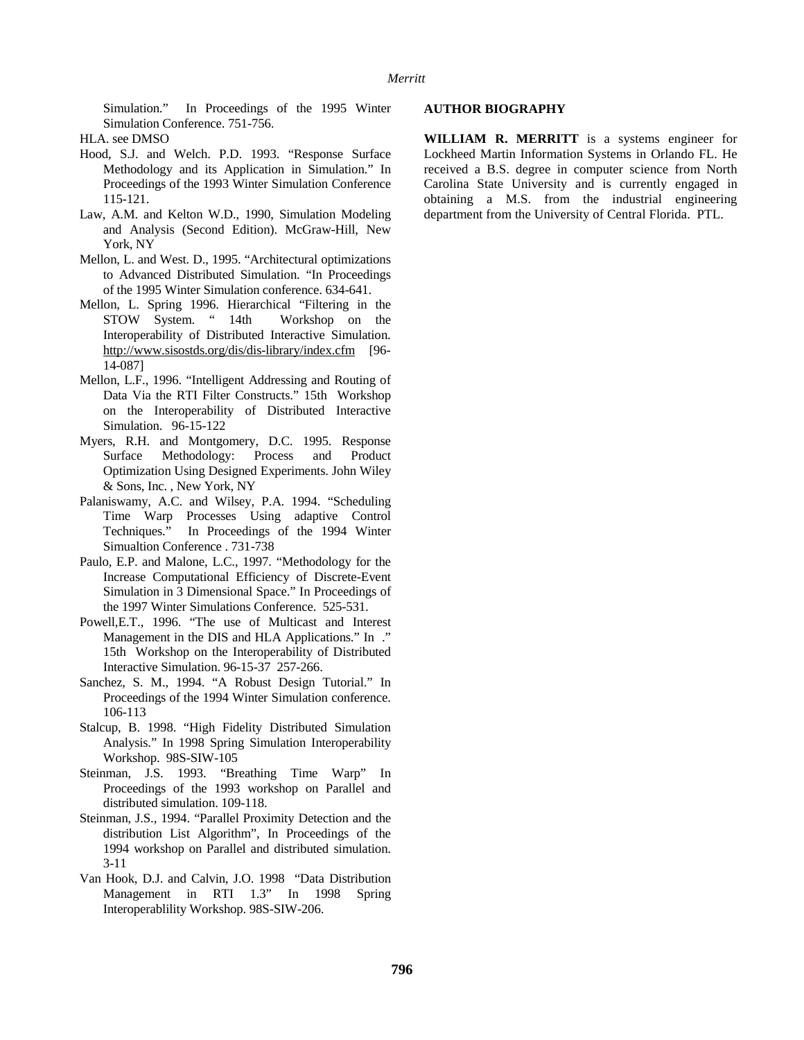Simulation." In Proceedings of the 1995 Winter Simulation Conference. 751-756.

HLA. see DMSO

Hood, S.J. and Welch. P.D. 1993. "Response Surface Methodology and its Application in Simulation." In Proceedings of the 1993 Winter Simulation Conference 115-121.

Law, A.M. and Kelton W.D., 1990, Simulation Modeling and Analysis (Second Edition). McGraw-Hill, New York, NY

Mellon, L. and West. D., 1995. "Architectural optimizations to Advanced Distributed Simulation. "In Proceedings of the 1995 Winter Simulation conference. 634-641.

Mellon, L. Spring 1996. Hierarchical "Filtering in the STOW System. " 14th Workshop on the Interoperability of Distributed Interactive Simulation. http://www.sisostds.org/dis/dis-library/index.cfm [96-14-087]

Mellon, L.F., 1996. "Intelligent Addressing and Routing of Data Via the RTI Filter Constructs." 15th Workshop on the Interoperability of Distributed Interactive Simulation. 96-15-122

Myers, R.H. and Montgomery, D.C. 1995. Response Surface Methodology: Process and Product Optimization Using Designed Experiments. John Wiley & Sons, Inc. , New York, NY

Palaniswamy, A.C. and Wilsey, P.A. 1994. "Scheduling Time Warp Processes Using adaptive Control Techniques." In Proceedings of the 1994 Winter Simualtion Conference . 731-738

Paulo, E.P. and Malone, L.C., 1997. "Methodology for the Increase Computational Efficiency of Discrete-Event Simulation in 3 Dimensional Space." In Proceedings of the 1997 Winter Simulations Conference. 525-531.

Powell,E.T., 1996. "The use of Multicast and Interest Management in the DIS and HLA Applications." In ." 15th Workshop on the Interoperability of Distributed Interactive Simulation. 96-15-37 257-266.

Sanchez, S. M., 1994. "A Robust Design Tutorial." In Proceedings of the 1994 Winter Simulation conference. 106-113

Stalcup, B. 1998. "High Fidelity Distributed Simulation Analysis." In 1998 Spring Simulation Interoperability Workshop. 98S-SIW-105

Steinman, J.S. 1993. "Breathing Time Warp" In Proceedings of the 1993 workshop on Parallel and distributed simulation. 109-118.

Steinman, J.S., 1994. "Parallel Proximity Detection and the distribution List Algorithm", In Proceedings of the 1994 workshop on Parallel and distributed simulation. 3-11

Van Hook, D.J. and Calvin, J.O. 1998 "Data Distribution Management in RTI 1.3" In 1998 Spring Interoperablility Workshop. 98S-SIW-206.

## AUTHOR BIOGRAPHY

**WILLIAM R. MERRITT** is a systems engineer for Lockheed Martin Information Systems in Orlando FL. He received a B.S. degree in computer science from North Carolina State University and is currently engaged in obtaining a M.S. from the industrial engineering department from the University of Central Florida. PTL.